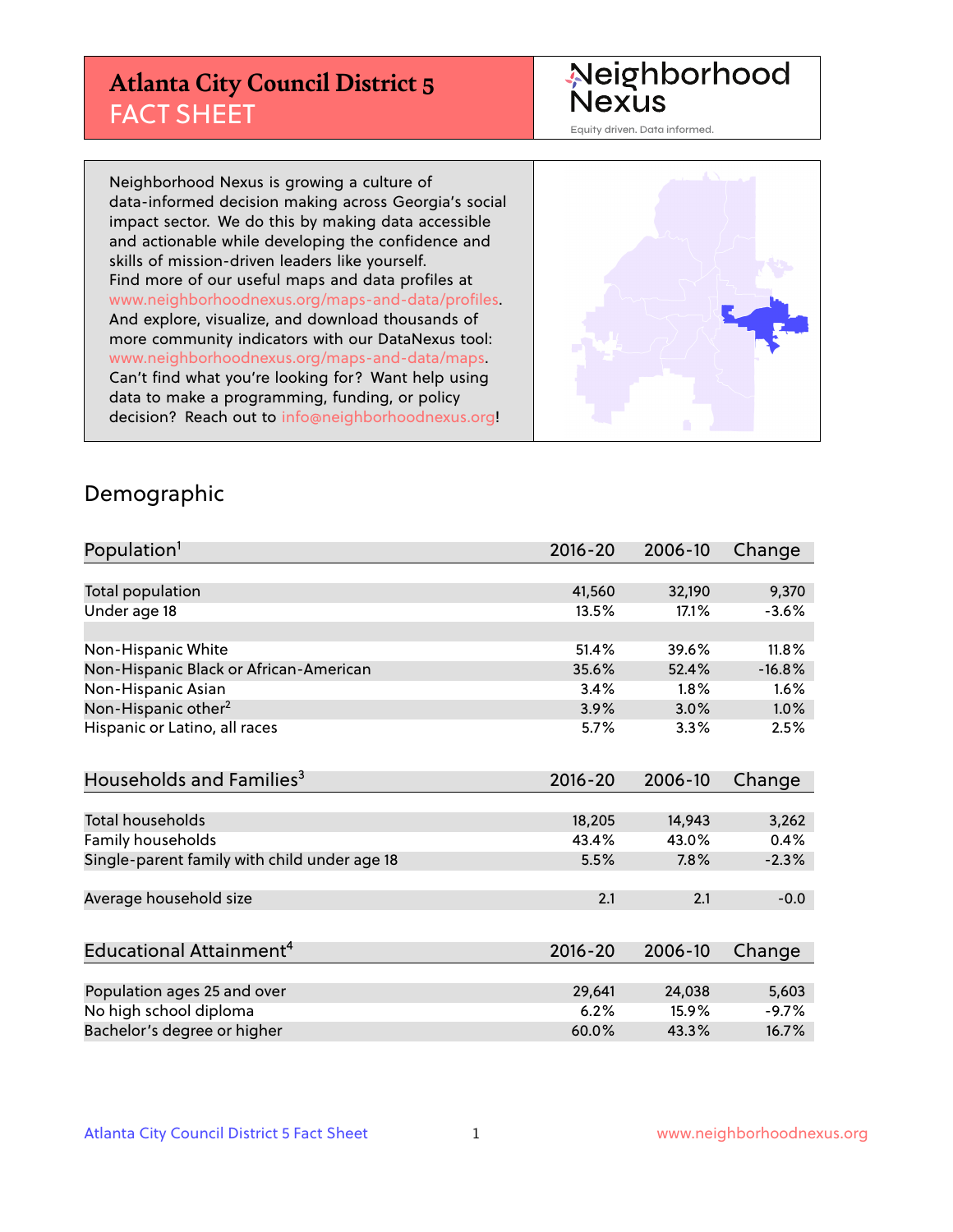# Atlanta City Council District 5
## FACT SHEET

Neighborhood Nexus

Equity driven. Data informed.

Neighborhood Nexus is growing a culture of data-informed decision making across Georgia's social impact sector. We do this by making data accessible and actionable while developing the confidence and skills of mission-driven leaders like yourself. Find more of our useful maps and data profiles at www.neighborhoodnexus.org/maps-and-data/profiles. And explore, visualize, and download thousands of more community indicators with our DataNexus tool: www.neighborhoodnexus.org/maps-and-data/maps. Can't find what you're looking for? Want help using data to make a programming, funding, or policy decision? Reach out to info@neighborhoodnexus.org!

## Demographic

| Population[1] | 2016-20 | 2006-10 | Change |
|---|---|---|---|
| Total population | 41,560 | 32,190 | 9,370 |
| Under age 18 | 13.5% | 17.1% | -3.6% |
| | | | |
| Non-Hispanic White | 51.4% | 39.6% | 11.8% |
| Non-Hispanic Black or African-American | 35.6% | 52.4% | -16.8% |
| Non-Hispanic Asian | 3.4% | 1.8% | 1.6% |
| Non-Hispanic other[2] | 3.9% | 3.0% | 1.0% |
| Hispanic or Latino, all races | 5.7% | 3.3% | 2.5% |

| Households and Families[3] | 2016-20 | 2006-10 | Change |
|---|---|---|---|
| Total households | 18,205 | 14,943 | 3,262 |
| Family households | 43.4% | 43.0% | 0.4% |
| Single-parent family with child under age 18 | 5.5% | 7.8% | -2.3% |
| | | | |
| Average household size | 2.1 | 2.1 | -0.0 |

| Educational Attainment[4] | 2016-20 | 2006-10 | Change |
|---|---|---|---|
| Population ages 25 and over | 29,641 | 24,038 | 5,603 |
| No high school diploma | 6.2% | 15.9% | -9.7% |
| Bachelor's degree or higher | 60.0% | 43.3% | 16.7% |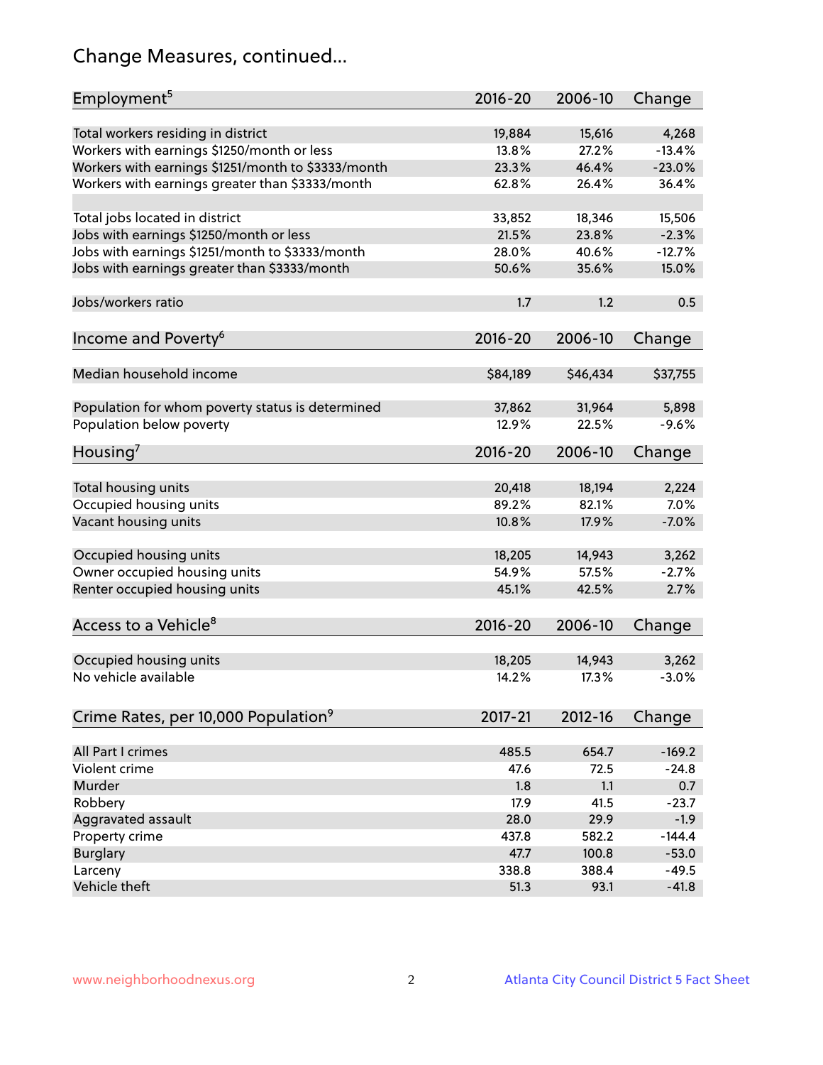## Change Measures, continued...

| Employment[5] | 2016-20 | 2006-10 | Change |
|---|---|---|---|
| Total workers residing in district | 19,884 | 15,616 | 4,268 |
| Workers with earnings $1250/month or less | 13.8% | 27.2% | -13.4% |
| Workers with earnings $1251/month to $3333/month | 23.3% | 46.4% | -23.0% |
| Workers with earnings greater than $3333/month | 62.8% | 26.4% | 36.4% |
| Total jobs located in district | 33,852 | 18,346 | 15,506 |
| Jobs with earnings $1250/month or less | 21.5% | 23.8% | -2.3% |
| Jobs with earnings $1251/month to $3333/month | 28.0% | 40.6% | -12.7% |
| Jobs with earnings greater than $3333/month | 50.6% | 35.6% | 15.0% |
| Jobs/workers ratio | 1.7 | 1.2 | 0.5 |

| Income and Poverty[6] | 2016-20 | 2006-10 | Change |
|---|---|---|---|
| Median household income | $84,189 | $46,434 | $37,755 |
| Population for whom poverty status is determined | 37,862 | 31,964 | 5,898 |
| Population below poverty | 12.9% | 22.5% | -9.6% |

| Housing[7] | 2016-20 | 2006-10 | Change |
|---|---|---|---|
| Total housing units | 20,418 | 18,194 | 2,224 |
| Occupied housing units | 89.2% | 82.1% | 7.0% |
| Vacant housing units | 10.8% | 17.9% | -7.0% |
| Occupied housing units | 18,205 | 14,943 | 3,262 |
| Owner occupied housing units | 54.9% | 57.5% | -2.7% |
| Renter occupied housing units | 45.1% | 42.5% | 2.7% |

| Access to a Vehicle[8] | 2016-20 | 2006-10 | Change |
|---|---|---|---|
| Occupied housing units | 18,205 | 14,943 | 3,262 |
| No vehicle available | 14.2% | 17.3% | -3.0% |

| Crime Rates, per 10,000 Population[9] | 2017-21 | 2012-16 | Change |
|---|---|---|---|
| All Part I crimes | 485.5 | 654.7 | -169.2 |
| Violent crime | 47.6 | 72.5 | -24.8 |
| Murder | 1.8 | 1.1 | 0.7 |
| Robbery | 17.9 | 41.5 | -23.7 |
| Aggravated assault | 28.0 | 29.9 | -1.9 |
| Property crime | 437.8 | 582.2 | -144.4 |
| Burglary | 47.7 | 100.8 | -53.0 |
| Larceny | 338.8 | 388.4 | -49.5 |
| Vehicle theft | 51.3 | 93.1 | -41.8 |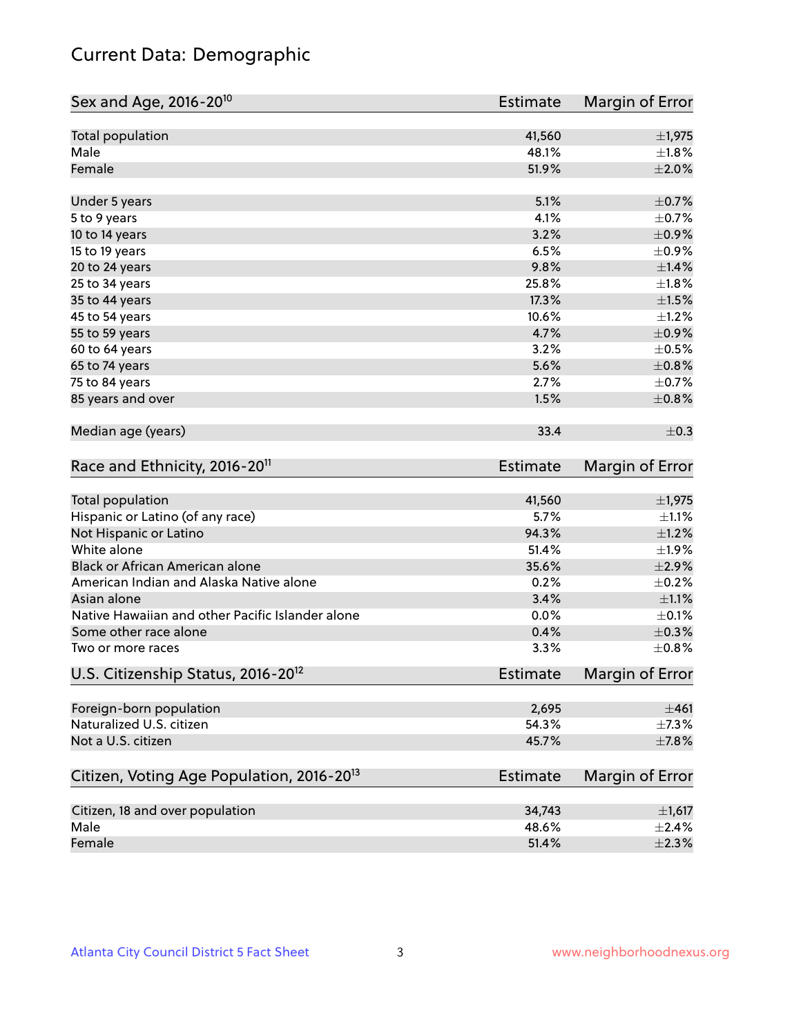# Current Data: Demographic

| Sex and Age, 2016-20[10] | Estimate | Margin of Error |
|---|---|---|
| Total population | 41,560 | ±1,975 |
| Male | 48.1% | ±1.8% |
| Female | 51.9% | ±2.0% |
| Under 5 years | 5.1% | ±0.7% |
| 5 to 9 years | 4.1% | ±0.7% |
| 10 to 14 years | 3.2% | ±0.9% |
| 15 to 19 years | 6.5% | ±0.9% |
| 20 to 24 years | 9.8% | ±1.4% |
| 25 to 34 years | 25.8% | ±1.8% |
| 35 to 44 years | 17.3% | ±1.5% |
| 45 to 54 years | 10.6% | ±1.2% |
| 55 to 59 years | 4.7% | ±0.9% |
| 60 to 64 years | 3.2% | ±0.5% |
| 65 to 74 years | 5.6% | ±0.8% |
| 75 to 84 years | 2.7% | ±0.7% |
| 85 years and over | 1.5% | ±0.8% |
| Median age (years) | 33.4 | ±0.3 |

| Race and Ethnicity, 2016-20[11] | Estimate | Margin of Error |
|---|---|---|
| Total population | 41,560 | ±1,975 |
| Hispanic or Latino (of any race) | 5.7% | ±1.1% |
| Not Hispanic or Latino | 94.3% | ±1.2% |
| White alone | 51.4% | ±1.9% |
| Black or African American alone | 35.6% | ±2.9% |
| American Indian and Alaska Native alone | 0.2% | ±0.2% |
| Asian alone | 3.4% | ±1.1% |
| Native Hawaiian and other Pacific Islander alone | 0.0% | ±0.1% |
| Some other race alone | 0.4% | ±0.3% |
| Two or more races | 3.3% | ±0.8% |

| U.S. Citizenship Status, 2016-20[12] | Estimate | Margin of Error |
|---|---|---|
| Foreign-born population | 2,695 | ±461 |
| Naturalized U.S. citizen | 54.3% | ±7.3% |
| Not a U.S. citizen | 45.7% | ±7.8% |

| Citizen, Voting Age Population, 2016-20[13] | Estimate | Margin of Error |
|---|---|---|
| Citizen, 18 and over population | 34,743 | ±1,617 |
| Male | 48.6% | ±2.4% |
| Female | 51.4% | ±2.3% |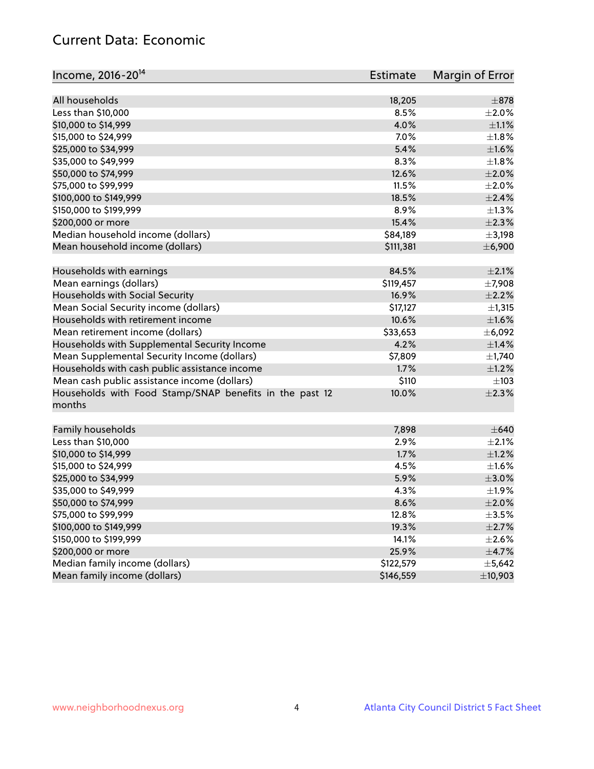## Current Data: Economic

| Income, 2016-20[14] | Estimate | Margin of Error |
|---|---|---|
| All households | 18,205 | ±878 |
| Less than $10,000 | 8.5% | ±2.0% |
| $10,000 to $14,999 | 4.0% | ±1.1% |
| $15,000 to $24,999 | 7.0% | ±1.8% |
| $25,000 to $34,999 | 5.4% | ±1.6% |
| $35,000 to $49,999 | 8.3% | ±1.8% |
| $50,000 to $74,999 | 12.6% | ±2.0% |
| $75,000 to $99,999 | 11.5% | ±2.0% |
| $100,000 to $149,999 | 18.5% | ±2.4% |
| $150,000 to $199,999 | 8.9% | ±1.3% |
| $200,000 or more | 15.4% | ±2.3% |
| Median household income (dollars) | $84,189 | ±3,198 |
| Mean household income (dollars) | $111,381 | ±6,900 |
| | | |
| Households with earnings | 84.5% | ±2.1% |
| Mean earnings (dollars) | $119,457 | ±7,908 |
| Households with Social Security | 16.9% | ±2.2% |
| Mean Social Security income (dollars) | $17,127 | ±1,315 |
| Households with retirement income | 10.6% | ±1.6% |
| Mean retirement income (dollars) | $33,653 | ±6,092 |
| Households with Supplemental Security Income | 4.2% | ±1.4% |
| Mean Supplemental Security Income (dollars) | $7,809 | ±1,740 |
| Households with cash public assistance income | 1.7% | ±1.2% |
| Mean cash public assistance income (dollars) | $110 | ±103 |
| Households with Food Stamp/SNAP benefits in the past 12 months | 10.0% | ±2.3% |
| | | |
| Family households | 7,898 | ±640 |
| Less than $10,000 | 2.9% | ±2.1% |
| $10,000 to $14,999 | 1.7% | ±1.2% |
| $15,000 to $24,999 | 4.5% | ±1.6% |
| $25,000 to $34,999 | 5.9% | ±3.0% |
| $35,000 to $49,999 | 4.3% | ±1.9% |
| $50,000 to $74,999 | 8.6% | ±2.0% |
| $75,000 to $99,999 | 12.8% | ±3.5% |
| $100,000 to $149,999 | 19.3% | ±2.7% |
| $150,000 to $199,999 | 14.1% | ±2.6% |
| $200,000 or more | 25.9% | ±4.7% |
| Median family income (dollars) | $122,579 | ±5,642 |
| Mean family income (dollars) | $146,559 | ±10,903 |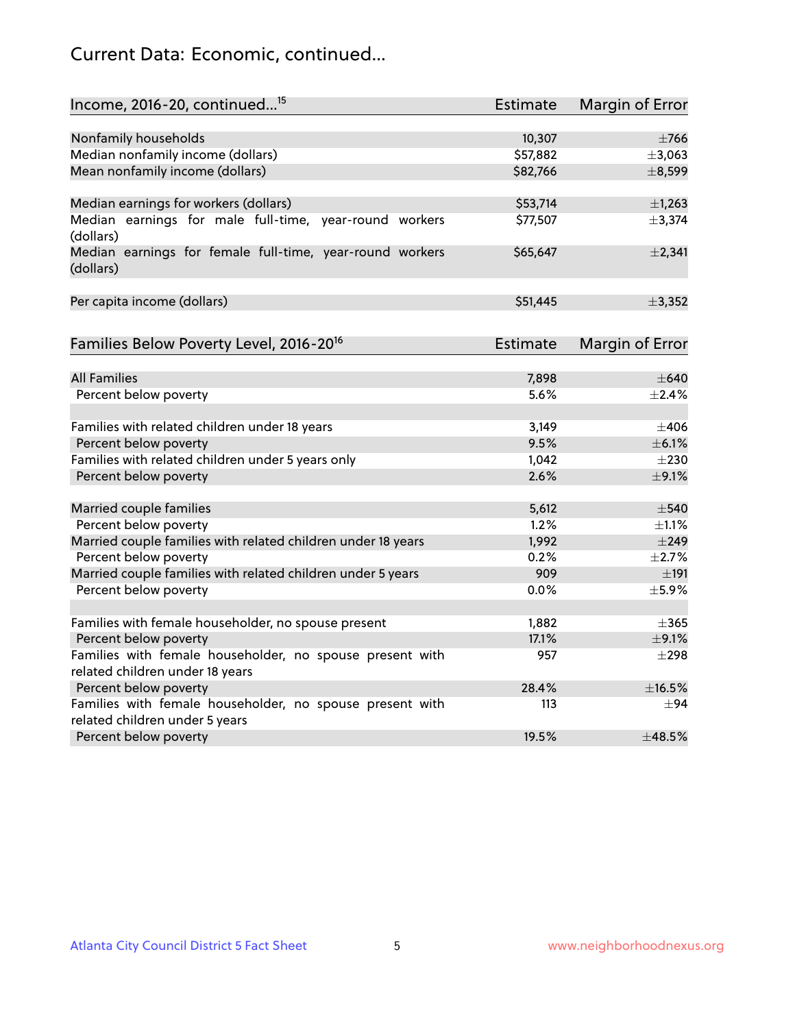## Current Data: Economic, continued...

| Income, 2016-20, continued...[15] | Estimate | Margin of Error |
|---|---|---|
| Nonfamily households | 10,307 | ±766 |
| Median nonfamily income (dollars) | $57,882 | ±3,063 |
| Mean nonfamily income (dollars) | $82,766 | ±8,599 |
| Median earnings for workers (dollars) | $53,714 | ±1,263 |
| Median earnings for male full-time, year-round workers (dollars) | $77,507 | ±3,374 |
| Median earnings for female full-time, year-round workers (dollars) | $65,647 | ±2,341 |
| Per capita income (dollars) | $51,445 | ±3,352 |

| Families Below Poverty Level, 2016-20[16] | Estimate | Margin of Error |
|---|---|---|
| All Families | 7,898 | ±640 |
| Percent below poverty | 5.6% | ±2.4% |
| Families with related children under 18 years | 3,149 | ±406 |
| Percent below poverty | 9.5% | ±6.1% |
| Families with related children under 5 years only | 1,042 | ±230 |
| Percent below poverty | 2.6% | ±9.1% |
| Married couple families | 5,612 | ±540 |
| Percent below poverty | 1.2% | ±1.1% |
| Married couple families with related children under 18 years | 1,992 | ±249 |
| Percent below poverty | 0.2% | ±2.7% |
| Married couple families with related children under 5 years | 909 | ±191 |
| Percent below poverty | 0.0% | ±5.9% |
| Families with female householder, no spouse present | 1,882 | ±365 |
| Percent below poverty | 17.1% | ±9.1% |
| Families with female householder, no spouse present with related children under 18 years | 957 | ±298 |
| Percent below poverty | 28.4% | ±16.5% |
| Families with female householder, no spouse present with related children under 5 years | 113 | ±94 |
| Percent below poverty | 19.5% | ±48.5% |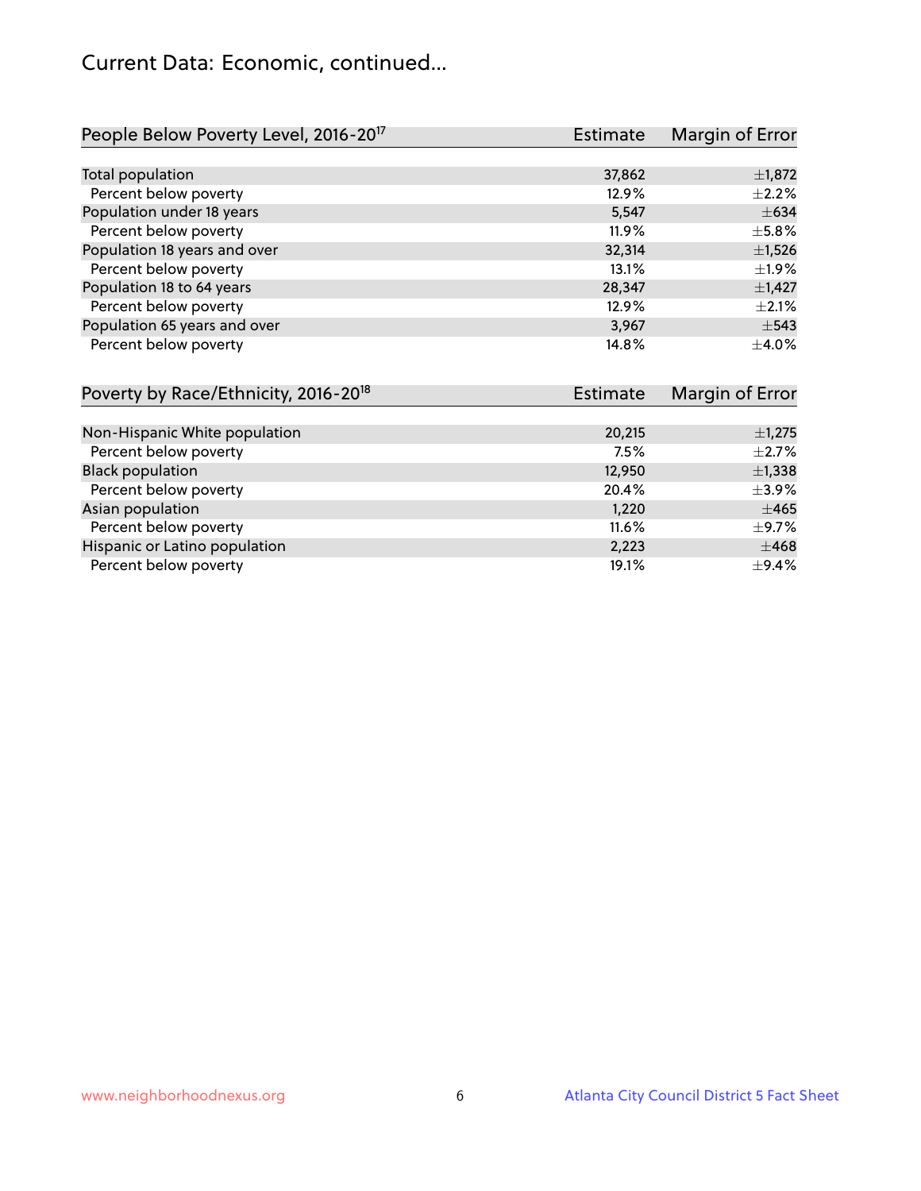# Current Data: Economic, continued...

| People Below Poverty Level, 2016-20[17] | Estimate | Margin of Error |
|---|---|---|
| Total population | 37,862 | ±1,872 |
| Percent below poverty | 12.9% | ±2.2% |
| Population under 18 years | 5,547 | ±634 |
| Percent below poverty | 11.9% | ±5.8% |
| Population 18 years and over | 32,314 | ±1,526 |
| Percent below poverty | 13.1% | ±1.9% |
| Population 18 to 64 years | 28,347 | ±1,427 |
| Percent below poverty | 12.9% | ±2.1% |
| Population 65 years and over | 3,967 | ±543 |
| Percent below poverty | 14.8% | ±4.0% |

| Poverty by Race/Ethnicity, 2016-20[18] | Estimate | Margin of Error |
|---|---|---|
| Non-Hispanic White population | 20,215 | ±1,275 |
| Percent below poverty | 7.5% | ±2.7% |
| Black population | 12,950 | ±1,338 |
| Percent below poverty | 20.4% | ±3.9% |
| Asian population | 1,220 | ±465 |
| Percent below poverty | 11.6% | ±9.7% |
| Hispanic or Latino population | 2,223 | ±468 |
| Percent below poverty | 19.1% | ±9.4% |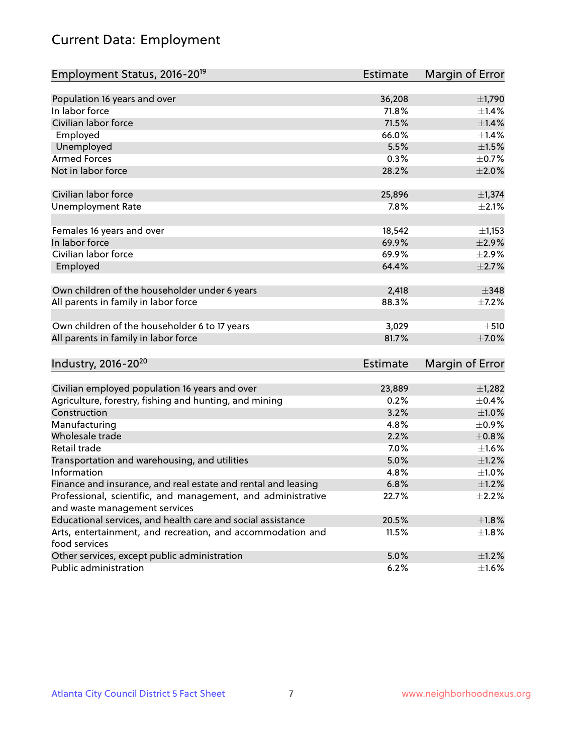# Current Data: Employment

| Employment Status, 2016-20[19] | Estimate | Margin of Error |
|---|---|---|
| Population 16 years and over | 36,208 | ±1,790 |
| In labor force | 71.8% | ±1.4% |
| Civilian labor force | 71.5% | ±1.4% |
| Employed | 66.0% | ±1.4% |
| Unemployed | 5.5% | ±1.5% |
| Armed Forces | 0.3% | ±0.7% |
| Not in labor force | 28.2% | ±2.0% |
| | | |
| Civilian labor force | 25,896 | ±1,374 |
| Unemployment Rate | 7.8% | ±2.1% |
| | | |
| Females 16 years and over | 18,542 | ±1,153 |
| In labor force | 69.9% | ±2.9% |
| Civilian labor force | 69.9% | ±2.9% |
| Employed | 64.4% | ±2.7% |
| | | |
| Own children of the householder under 6 years | 2,418 | ±348 |
| All parents in family in labor force | 88.3% | ±7.2% |
| | | |
| Own children of the householder 6 to 17 years | 3,029 | ±510 |
| All parents in family in labor force | 81.7% | ±7.0% |

| Industry, 2016-20[20] | Estimate | Margin of Error |
|---|---|---|
| Civilian employed population 16 years and over | 23,889 | ±1,282 |
| Agriculture, forestry, fishing and hunting, and mining | 0.2% | ±0.4% |
| Construction | 3.2% | ±1.0% |
| Manufacturing | 4.8% | ±0.9% |
| Wholesale trade | 2.2% | ±0.8% |
| Retail trade | 7.0% | ±1.6% |
| Transportation and warehousing, and utilities | 5.0% | ±1.2% |
| Information | 4.8% | ±1.0% |
| Finance and insurance, and real estate and rental and leasing | 6.8% | ±1.2% |
| Professional, scientific, and management, and administrative and waste management services | 22.7% | ±2.2% |
| Educational services, and health care and social assistance | 20.5% | ±1.8% |
| Arts, entertainment, and recreation, and accommodation and food services | 11.5% | ±1.8% |
| Other services, except public administration | 5.0% | ±1.2% |
| Public administration | 6.2% | ±1.6% |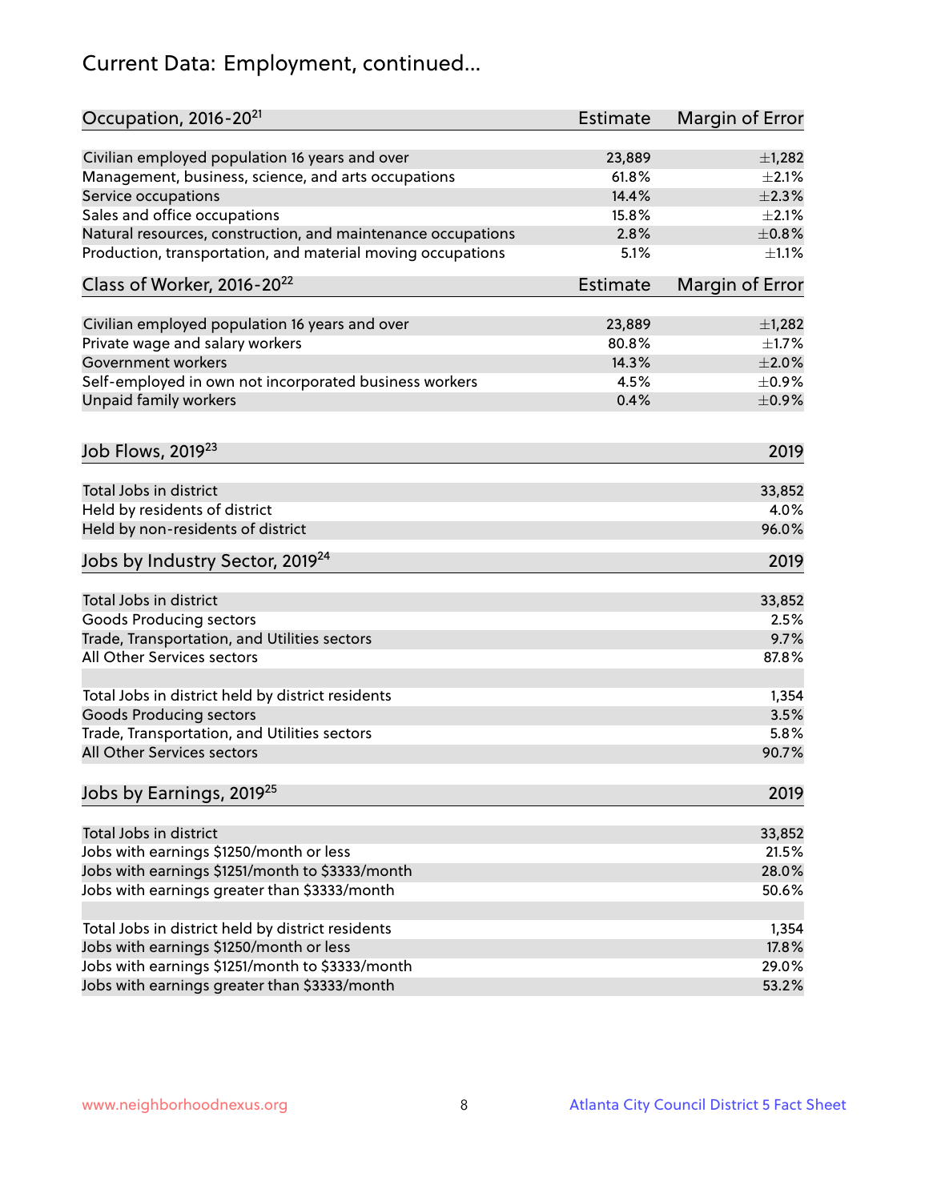# Current Data: Employment, continued...

| Occupation, 2016-20[21] | Estimate | Margin of Error |
|---|---|---|
| Civilian employed population 16 years and over | 23,889 | ±1,282 |
| Management, business, science, and arts occupations | 61.8% | ±2.1% |
| Service occupations | 14.4% | ±2.3% |
| Sales and office occupations | 15.8% | ±2.1% |
| Natural resources, construction, and maintenance occupations | 2.8% | ±0.8% |
| Production, transportation, and material moving occupations | 5.1% | ±1.1% |

| Class of Worker, 2016-20[22] | Estimate | Margin of Error |
|---|---|---|
| Civilian employed population 16 years and over | 23,889 | ±1,282 |
| Private wage and salary workers | 80.8% | ±1.7% |
| Government workers | 14.3% | ±2.0% |
| Self-employed in own not incorporated business workers | 4.5% | ±0.9% |
| Unpaid family workers | 0.4% | ±0.9% |

| Job Flows, 2019[23] | 2019 |
|---|---|
| Total Jobs in district | 33,852 |
| Held by residents of district | 4.0% |
| Held by non-residents of district | 96.0% |

| Jobs by Industry Sector, 2019[24] | 2019 |
|---|---|
| Total Jobs in district | 33,852 |
| Goods Producing sectors | 2.5% |
| Trade, Transportation, and Utilities sectors | 9.7% |
| All Other Services sectors | 87.8% |
| | |
| Total Jobs in district held by district residents | 1,354 |
| Goods Producing sectors | 3.5% |
| Trade, Transportation, and Utilities sectors | 5.8% |
| All Other Services sectors | 90.7% |

| Jobs by Earnings, 2019[25] | 2019 |
|---|---|
| Total Jobs in district | 33,852 |
| Jobs with earnings $1250/month or less | 21.5% |
| Jobs with earnings $1251/month to $3333/month | 28.0% |
| Jobs with earnings greater than $3333/month | 50.6% |
| | |
| Total Jobs in district held by district residents | 1,354 |
| Jobs with earnings $1250/month or less | 17.8% |
| Jobs with earnings $1251/month to $3333/month | 29.0% |
| Jobs with earnings greater than $3333/month | 53.2% |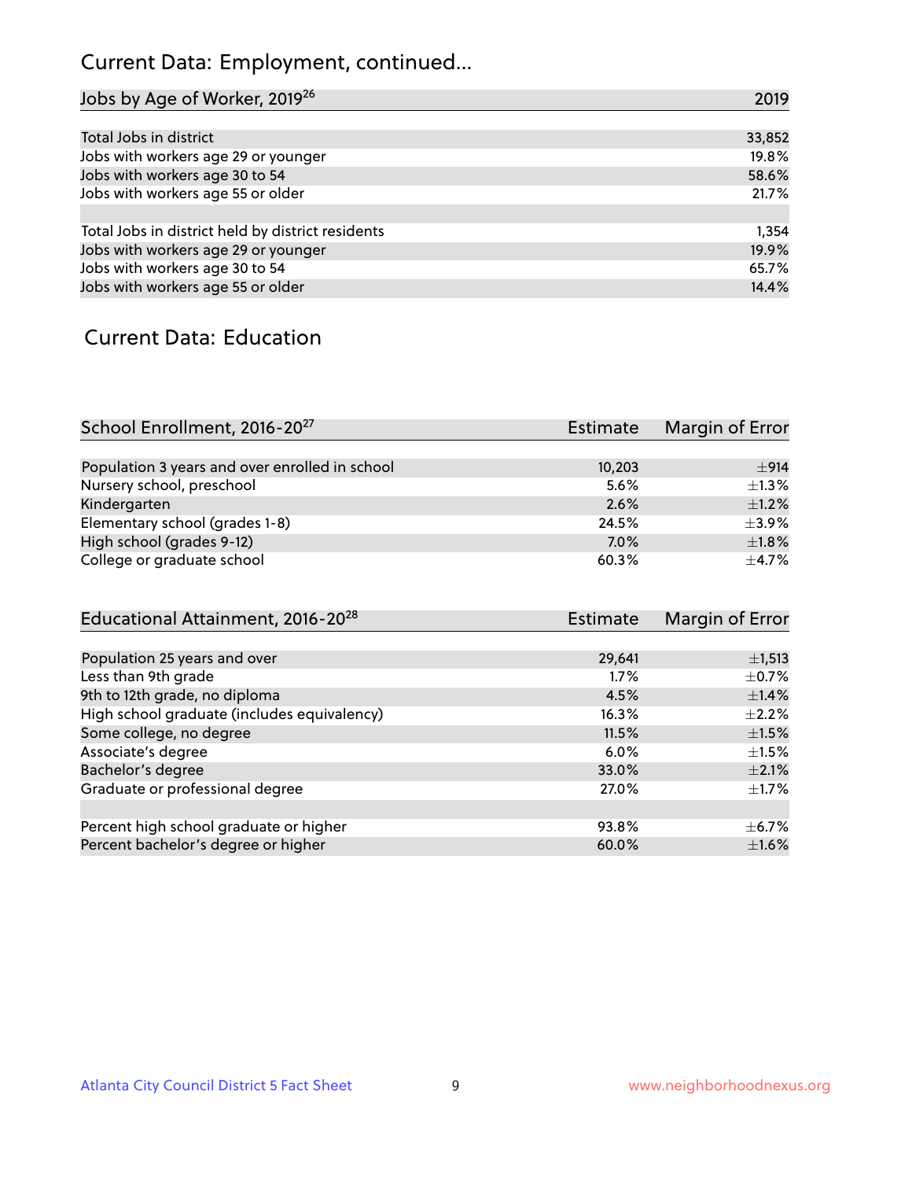## Current Data: Employment, continued...

| Jobs by Age of Worker, 2019[26] | 2019 |
|---|---|
| Total Jobs in district | 33,852 |
| Jobs with workers age 29 or younger | 19.8% |
| Jobs with workers age 30 to 54 | 58.6% |
| Jobs with workers age 55 or older | 21.7% |
| | |
| Total Jobs in district held by district residents | 1,354 |
| Jobs with workers age 29 or younger | 19.9% |
| Jobs with workers age 30 to 54 | 65.7% |
| Jobs with workers age 55 or older | 14.4% |

## Current Data: Education

| School Enrollment, 2016-20[27] | Estimate | Margin of Error |
|---|---|---|
| Population 3 years and over enrolled in school | 10,203 | ±914 |
| Nursery school, preschool | 5.6% | ±1.3% |
| Kindergarten | 2.6% | ±1.2% |
| Elementary school (grades 1-8) | 24.5% | ±3.9% |
| High school (grades 9-12) | 7.0% | ±1.8% |
| College or graduate school | 60.3% | ±4.7% |

| Educational Attainment, 2016-20[28] | Estimate | Margin of Error |
|---|---|---|
| Population 25 years and over | 29,641 | ±1,513 |
| Less than 9th grade | 1.7% | ±0.7% |
| 9th to 12th grade, no diploma | 4.5% | ±1.4% |
| High school graduate (includes equivalency) | 16.3% | ±2.2% |
| Some college, no degree | 11.5% | ±1.5% |
| Associate's degree | 6.0% | ±1.5% |
| Bachelor's degree | 33.0% | ±2.1% |
| Graduate or professional degree | 27.0% | ±1.7% |
| | | |
| Percent high school graduate or higher | 93.8% | ±6.7% |
| Percent bachelor's degree or higher | 60.0% | ±1.6% |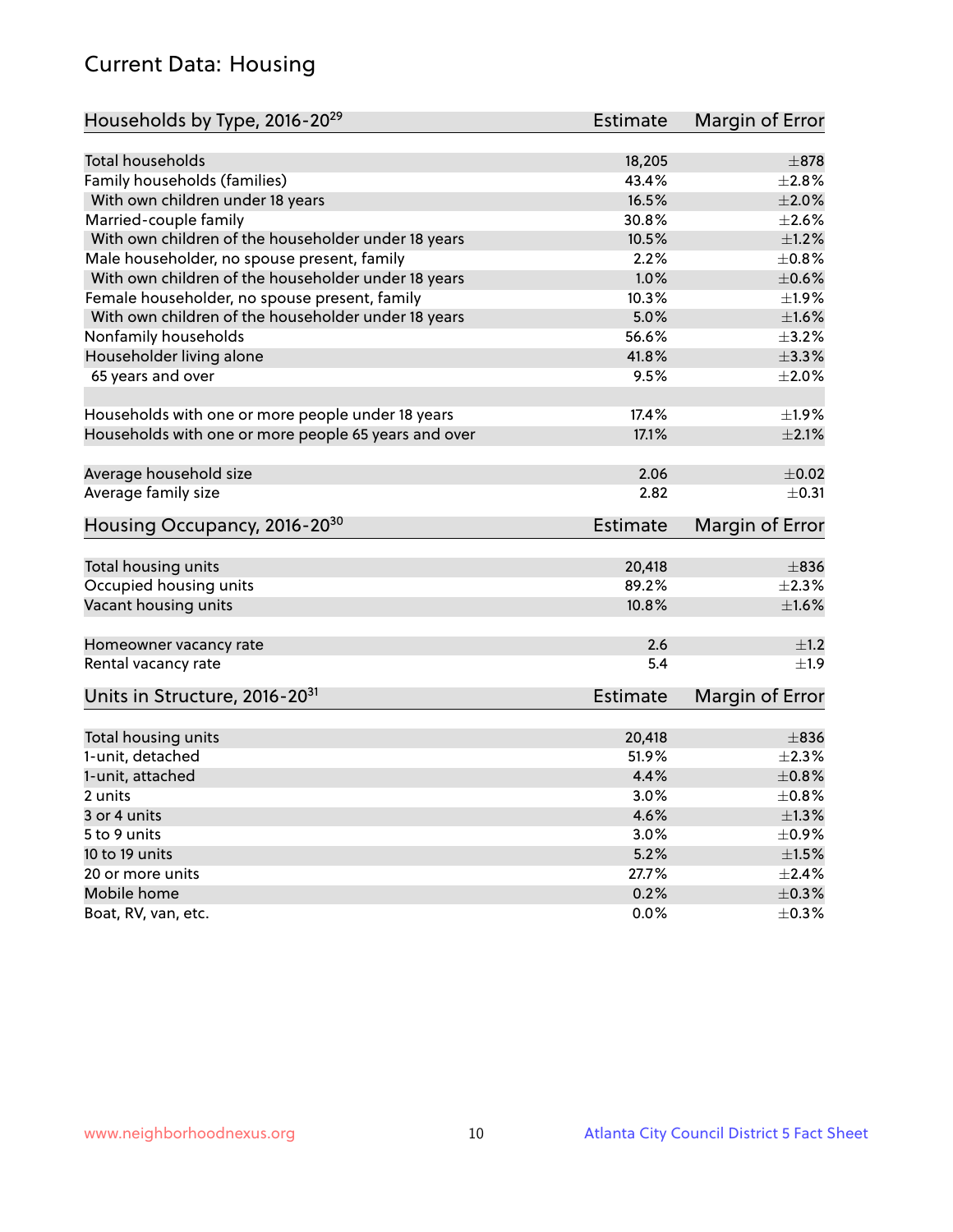## Current Data: Housing

| Households by Type, 2016-20[29] | Estimate | Margin of Error |
|---|---|---|
| Total households | 18,205 | ±878 |
| Family households (families) | 43.4% | ±2.8% |
| With own children under 18 years | 16.5% | ±2.0% |
| Married-couple family | 30.8% | ±2.6% |
| With own children of the householder under 18 years | 10.5% | ±1.2% |
| Male householder, no spouse present, family | 2.2% | ±0.8% |
| With own children of the householder under 18 years | 1.0% | ±0.6% |
| Female householder, no spouse present, family | 10.3% | ±1.9% |
| With own children of the householder under 18 years | 5.0% | ±1.6% |
| Nonfamily households | 56.6% | ±3.2% |
| Householder living alone | 41.8% | ±3.3% |
| 65 years and over | 9.5% | ±2.0% |
| | | |
| Households with one or more people under 18 years | 17.4% | ±1.9% |
| Households with one or more people 65 years and over | 17.1% | ±2.1% |
| | | |
| Average household size | 2.06 | ±0.02 |
| Average family size | 2.82 | ±0.31 |

| Housing Occupancy, 2016-20[30] | Estimate | Margin of Error |
|---|---|---|
| Total housing units | 20,418 | ±836 |
| Occupied housing units | 89.2% | ±2.3% |
| Vacant housing units | 10.8% | ±1.6% |
| | | |
| Homeowner vacancy rate | 2.6 | ±1.2 |
| Rental vacancy rate | 5.4 | ±1.9 |

| Units in Structure, 2016-20[31] | Estimate | Margin of Error |
|---|---|---|
| Total housing units | 20,418 | ±836 |
| 1-unit, detached | 51.9% | ±2.3% |
| 1-unit, attached | 4.4% | ±0.8% |
| 2 units | 3.0% | ±0.8% |
| 3 or 4 units | 4.6% | ±1.3% |
| 5 to 9 units | 3.0% | ±0.9% |
| 10 to 19 units | 5.2% | ±1.5% |
| 20 or more units | 27.7% | ±2.4% |
| Mobile home | 0.2% | ±0.3% |
| Boat, RV, van, etc. | 0.0% | ±0.3% |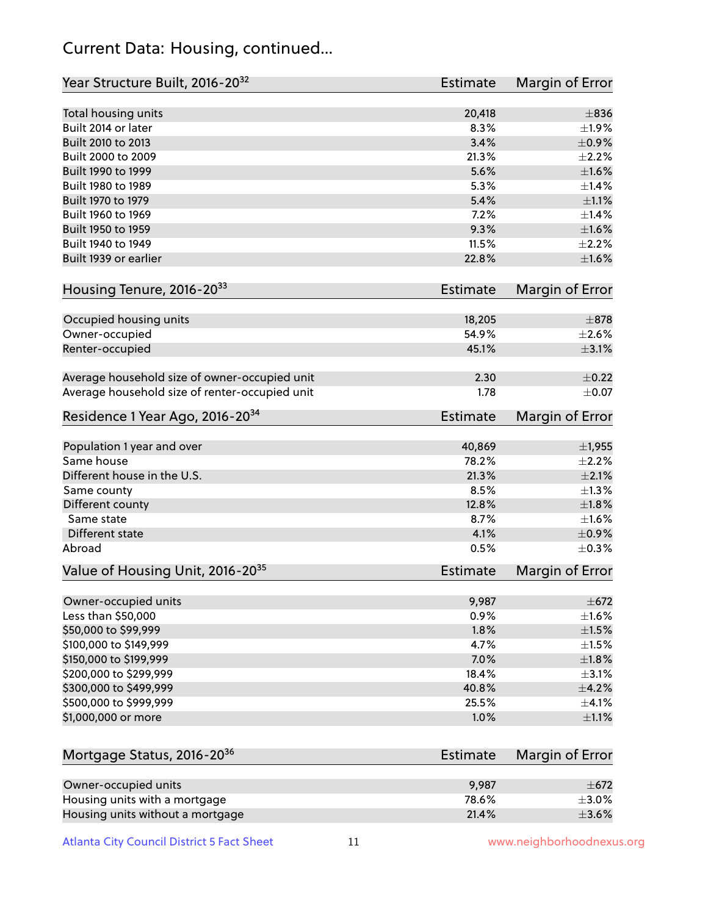# Current Data: Housing, continued...

| Year Structure Built, 2016-20[32] | Estimate | Margin of Error |
|---|---|---|
| Total housing units | 20,418 | ±836 |
| Built 2014 or later | 8.3% | ±1.9% |
| Built 2010 to 2013 | 3.4% | ±0.9% |
| Built 2000 to 2009 | 21.3% | ±2.2% |
| Built 1990 to 1999 | 5.6% | ±1.6% |
| Built 1980 to 1989 | 5.3% | ±1.4% |
| Built 1970 to 1979 | 5.4% | ±1.1% |
| Built 1960 to 1969 | 7.2% | ±1.4% |
| Built 1950 to 1959 | 9.3% | ±1.6% |
| Built 1940 to 1949 | 11.5% | ±2.2% |
| Built 1939 or earlier | 22.8% | ±1.6% |

| Housing Tenure, 2016-20[33] | Estimate | Margin of Error |
|---|---|---|
| Occupied housing units | 18,205 | ±878 |
| Owner-occupied | 54.9% | ±2.6% |
| Renter-occupied | 45.1% | ±3.1% |
| | | |
| Average household size of owner-occupied unit | 2.30 | ±0.22 |
| Average household size of renter-occupied unit | 1.78 | ±0.07 |

| Residence 1 Year Ago, 2016-20[34] | Estimate | Margin of Error |
|---|---|---|
| Population 1 year and over | 40,869 | ±1,955 |
| Same house | 78.2% | ±2.2% |
| Different house in the U.S. | 21.3% | ±2.1% |
| Same county | 8.5% | ±1.3% |
| Different county | 12.8% | ±1.8% |
| Same state | 8.7% | ±1.6% |
| Different state | 4.1% | ±0.9% |
| Abroad | 0.5% | ±0.3% |

| Value of Housing Unit, 2016-20[35] | Estimate | Margin of Error |
|---|---|---|
| Owner-occupied units | 9,987 | ±672 |
| Less than $50,000 | 0.9% | ±1.6% |
| $50,000 to $99,999 | 1.8% | ±1.5% |
| $100,000 to $149,999 | 4.7% | ±1.5% |
| $150,000 to $199,999 | 7.0% | ±1.8% |
| $200,000 to $299,999 | 18.4% | ±3.1% |
| $300,000 to $499,999 | 40.8% | ±4.2% |
| $500,000 to $999,999 | 25.5% | ±4.1% |
| $1,000,000 or more | 1.0% | ±1.1% |

| Mortgage Status, 2016-20[36] | Estimate | Margin of Error |
|---|---|---|
| Owner-occupied units | 9,987 | ±672 |
| Housing units with a mortgage | 78.6% | ±3.0% |
| Housing units without a mortgage | 21.4% | ±3.6% |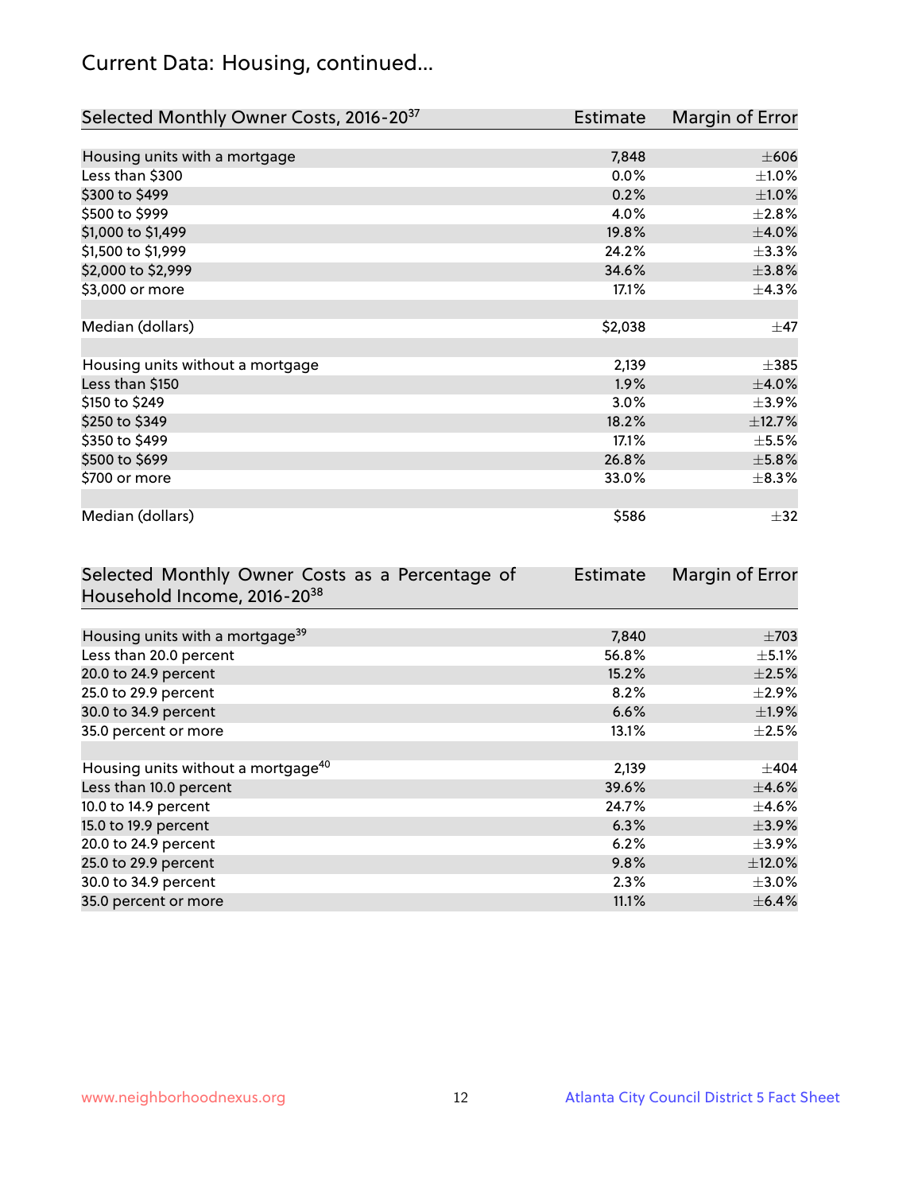# Current Data: Housing, continued...

| Selected Monthly Owner Costs, 2016-20[37] | Estimate | Margin of Error |
|---|---|---|
| Housing units with a mortgage | 7,848 | ±606 |
| Less than $300 | 0.0% | ±1.0% |
| $300 to $499 | 0.2% | ±1.0% |
| $500 to $999 | 4.0% | ±2.8% |
| $1,000 to $1,499 | 19.8% | ±4.0% |
| $1,500 to $1,999 | 24.2% | ±3.3% |
| $2,000 to $2,999 | 34.6% | ±3.8% |
| $3,000 or more | 17.1% | ±4.3% |
| | | |
| Median (dollars) | $2,038 | ±47 |
| | | |
| Housing units without a mortgage | 2,139 | ±385 |
| Less than $150 | 1.9% | ±4.0% |
| $150 to $249 | 3.0% | ±3.9% |
| $250 to $349 | 18.2% | ±12.7% |
| $350 to $499 | 17.1% | ±5.5% |
| $500 to $699 | 26.8% | ±5.8% |
| $700 or more | 33.0% | ±8.3% |
| | | |
| Median (dollars) | $586 | ±32 |

| Selected Monthly Owner Costs as a Percentage of Household Income, 2016-20[38] | Estimate | Margin of Error |
|---|---|---|
| Housing units with a mortgage[39] | 7,840 | ±703 |
| Less than 20.0 percent | 56.8% | ±5.1% |
| 20.0 to 24.9 percent | 15.2% | ±2.5% |
| 25.0 to 29.9 percent | 8.2% | ±2.9% |
| 30.0 to 34.9 percent | 6.6% | ±1.9% |
| 35.0 percent or more | 13.1% | ±2.5% |
| | | |
| Housing units without a mortgage[40] | 2,139 | ±404 |
| Less than 10.0 percent | 39.6% | ±4.6% |
| 10.0 to 14.9 percent | 24.7% | ±4.6% |
| 15.0 to 19.9 percent | 6.3% | ±3.9% |
| 20.0 to 24.9 percent | 6.2% | ±3.9% |
| 25.0 to 29.9 percent | 9.8% | ±12.0% |
| 30.0 to 34.9 percent | 2.3% | ±3.0% |
| 35.0 percent or more | 11.1% | ±6.4% |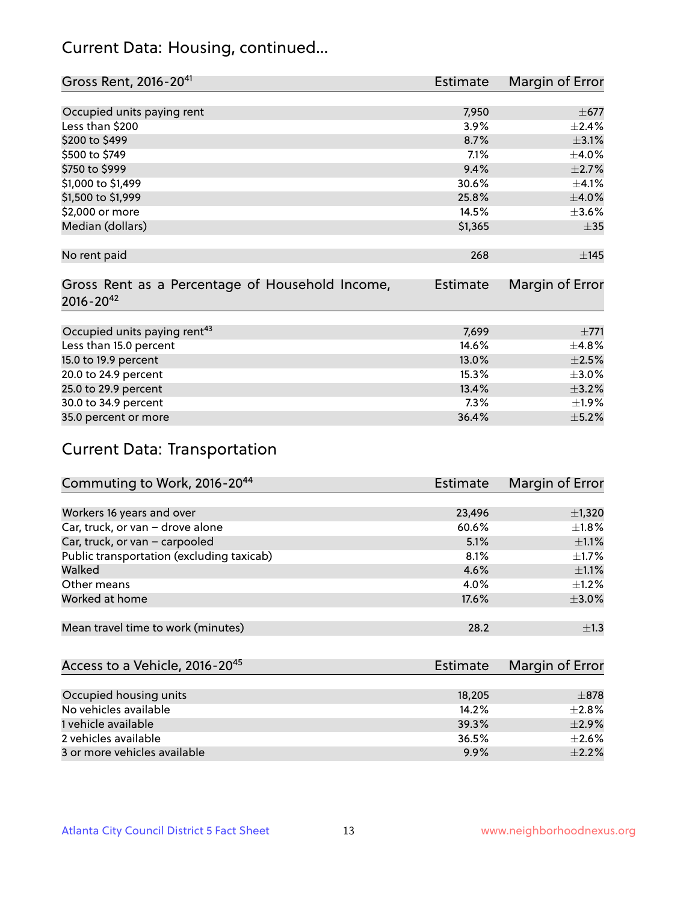## Current Data: Housing, continued...

| Gross Rent, 2016-20[41] | Estimate | Margin of Error |
|---|---|---|
| Occupied units paying rent | 7,950 | ±677 |
| Less than $200 | 3.9% | ±2.4% |
| $200 to $499 | 8.7% | ±3.1% |
| $500 to $749 | 7.1% | ±4.0% |
| $750 to $999 | 9.4% | ±2.7% |
| $1,000 to $1,499 | 30.6% | ±4.1% |
| $1,500 to $1,999 | 25.8% | ±4.0% |
| $2,000 or more | 14.5% | ±3.6% |
| Median (dollars) | $1,365 | ±35 |
| No rent paid | 268 | ±145 |

| Gross Rent as a Percentage of Household Income, 2016-20[42] | Estimate | Margin of Error |
|---|---|---|
| Occupied units paying rent[43] | 7,699 | ±771 |
| Less than 15.0 percent | 14.6% | ±4.8% |
| 15.0 to 19.9 percent | 13.0% | ±2.5% |
| 20.0 to 24.9 percent | 15.3% | ±3.0% |
| 25.0 to 29.9 percent | 13.4% | ±3.2% |
| 30.0 to 34.9 percent | 7.3% | ±1.9% |
| 35.0 percent or more | 36.4% | ±5.2% |

## Current Data: Transportation

| Commuting to Work, 2016-20[44] | Estimate | Margin of Error |
|---|---|---|
| Workers 16 years and over | 23,496 | ±1,320 |
| Car, truck, or van – drove alone | 60.6% | ±1.8% |
| Car, truck, or van – carpooled | 5.1% | ±1.1% |
| Public transportation (excluding taxicab) | 8.1% | ±1.7% |
| Walked | 4.6% | ±1.1% |
| Other means | 4.0% | ±1.2% |
| Worked at home | 17.6% | ±3.0% |
| Mean travel time to work (minutes) | 28.2 | ±1.3 |

| Access to a Vehicle, 2016-20[45] | Estimate | Margin of Error |
|---|---|---|
| Occupied housing units | 18,205 | ±878 |
| No vehicles available | 14.2% | ±2.8% |
| 1 vehicle available | 39.3% | ±2.9% |
| 2 vehicles available | 36.5% | ±2.6% |
| 3 or more vehicles available | 9.9% | ±2.2% |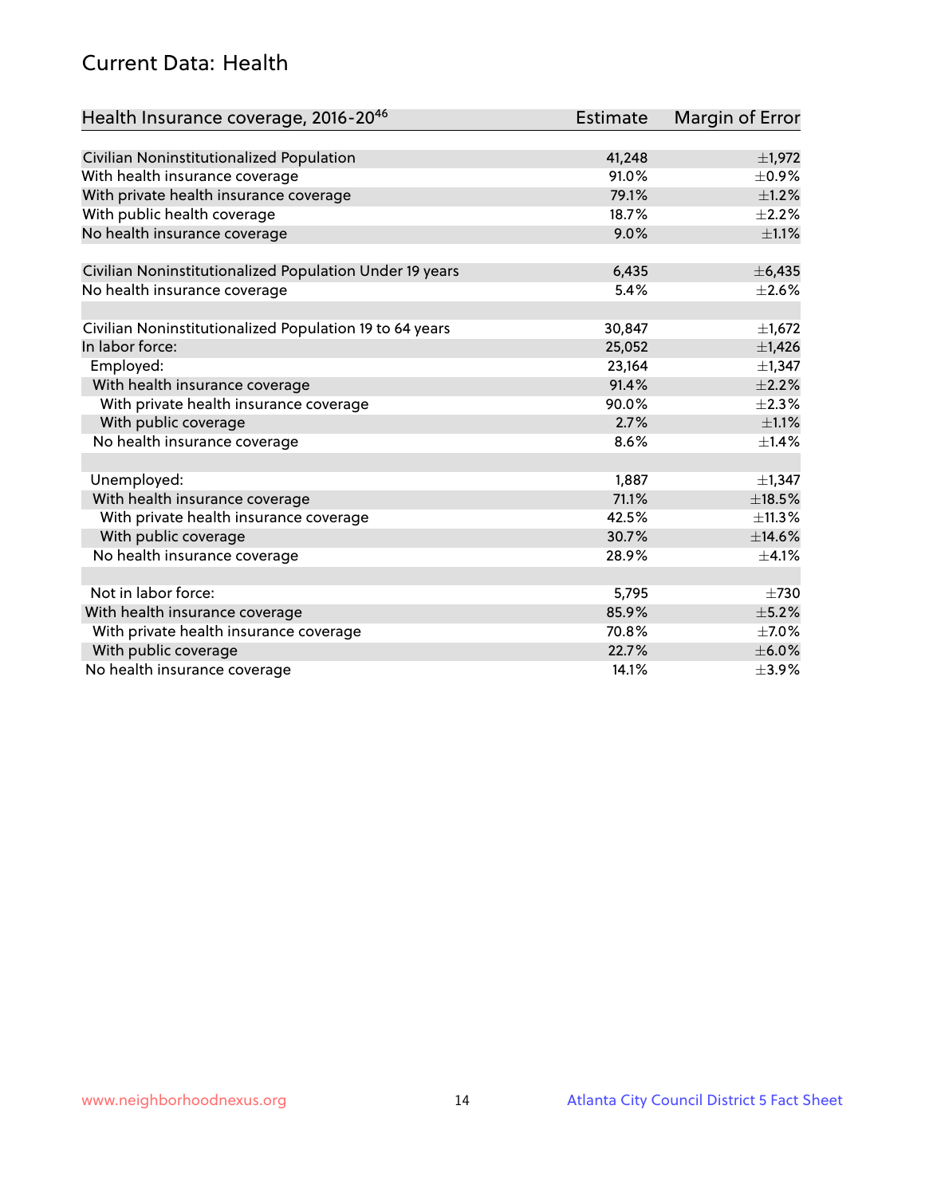## Current Data: Health

| Health Insurance coverage, 2016-20[46] | Estimate | Margin of Error |
|---|---|---|
| Civilian Noninstitutionalized Population | 41,248 | ±1,972 |
| With health insurance coverage | 91.0% | ±0.9% |
| With private health insurance coverage | 79.1% | ±1.2% |
| With public health coverage | 18.7% | ±2.2% |
| No health insurance coverage | 9.0% | ±1.1% |
| | | |
| Civilian Noninstitutionalized Population Under 19 years | 6,435 | ±6,435 |
| No health insurance coverage | 5.4% | ±2.6% |
| | | |
| Civilian Noninstitutionalized Population 19 to 64 years | 30,847 | ±1,672 |
| In labor force: | 25,052 | ±1,426 |
| Employed: | 23,164 | ±1,347 |
| With health insurance coverage | 91.4% | ±2.2% |
| With private health insurance coverage | 90.0% | ±2.3% |
| With public coverage | 2.7% | ±1.1% |
| No health insurance coverage | 8.6% | ±1.4% |
| | | |
| Unemployed: | 1,887 | ±1,347 |
| With health insurance coverage | 71.1% | ±18.5% |
| With private health insurance coverage | 42.5% | ±11.3% |
| With public coverage | 30.7% | ±14.6% |
| No health insurance coverage | 28.9% | ±4.1% |
| | | |
| Not in labor force: | 5,795 | ±730 |
| With health insurance coverage | 85.9% | ±5.2% |
| With private health insurance coverage | 70.8% | ±7.0% |
| With public coverage | 22.7% | ±6.0% |
| No health insurance coverage | 14.1% | ±3.9% |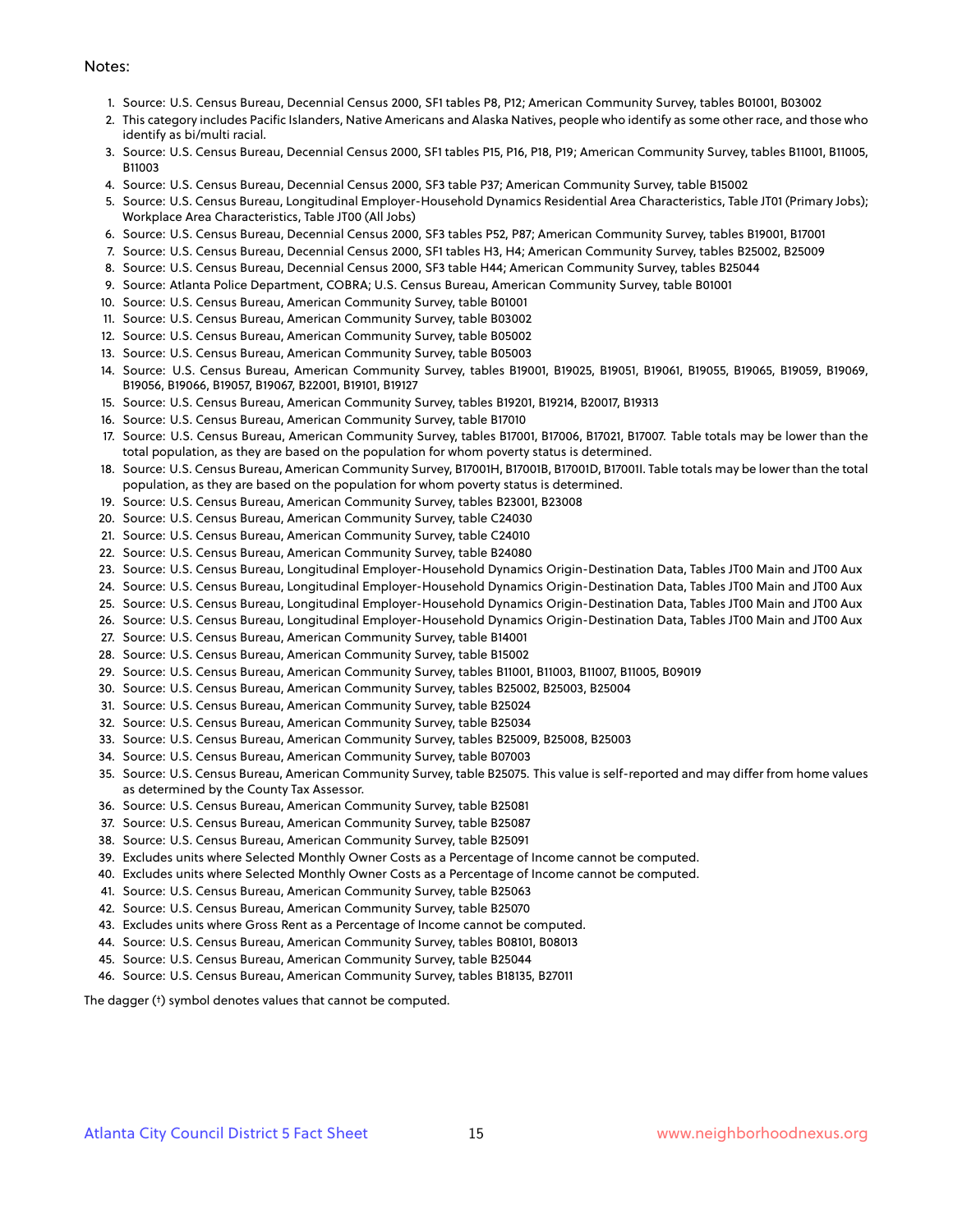Notes:

1. Source: U.S. Census Bureau, Decennial Census 2000, SF1 tables P8, P12; American Community Survey, tables B01001, B03002
2. This category includes Pacific Islanders, Native Americans and Alaska Natives, people who identify as some other race, and those who identify as bi/multi racial.
3. Source: U.S. Census Bureau, Decennial Census 2000, SF1 tables P15, P16, P18, P19; American Community Survey, tables B11001, B11005, B11003
4. Source: U.S. Census Bureau, Decennial Census 2000, SF3 table P37; American Community Survey, table B15002
5. Source: U.S. Census Bureau, Longitudinal Employer-Household Dynamics Residential Area Characteristics, Table JT01 (Primary Jobs); Workplace Area Characteristics, Table JT00 (All Jobs)
6. Source: U.S. Census Bureau, Decennial Census 2000, SF3 tables P52, P87; American Community Survey, tables B19001, B17001
7. Source: U.S. Census Bureau, Decennial Census 2000, SF1 tables H3, H4; American Community Survey, tables B25002, B25009
8. Source: U.S. Census Bureau, Decennial Census 2000, SF3 table H44; American Community Survey, tables B25044
9. Source: Atlanta Police Department, COBRA; U.S. Census Bureau, American Community Survey, table B01001
10. Source: U.S. Census Bureau, American Community Survey, table B01001
11. Source: U.S. Census Bureau, American Community Survey, table B03002
12. Source: U.S. Census Bureau, American Community Survey, table B05002
13. Source: U.S. Census Bureau, American Community Survey, table B05003
14. Source: U.S. Census Bureau, American Community Survey, tables B19001, B19025, B19051, B19061, B19055, B19065, B19059, B19069, B19056, B19066, B19057, B19067, B22001, B19101, B19127
15. Source: U.S. Census Bureau, American Community Survey, tables B19201, B19214, B20017, B19313
16. Source: U.S. Census Bureau, American Community Survey, table B17010
17. Source: U.S. Census Bureau, American Community Survey, tables B17001, B17006, B17021, B17007. Table totals may be lower than the total population, as they are based on the population for whom poverty status is determined.
18. Source: U.S. Census Bureau, American Community Survey, B17001H, B17001B, B17001D, B17001I. Table totals may be lower than the total population, as they are based on the population for whom poverty status is determined.
19. Source: U.S. Census Bureau, American Community Survey, tables B23001, B23008
20. Source: U.S. Census Bureau, American Community Survey, table C24030
21. Source: U.S. Census Bureau, American Community Survey, table C24010
22. Source: U.S. Census Bureau, American Community Survey, table B24080
23. Source: U.S. Census Bureau, Longitudinal Employer-Household Dynamics Origin-Destination Data, Tables JT00 Main and JT00 Aux
24. Source: U.S. Census Bureau, Longitudinal Employer-Household Dynamics Origin-Destination Data, Tables JT00 Main and JT00 Aux
25. Source: U.S. Census Bureau, Longitudinal Employer-Household Dynamics Origin-Destination Data, Tables JT00 Main and JT00 Aux
26. Source: U.S. Census Bureau, Longitudinal Employer-Household Dynamics Origin-Destination Data, Tables JT00 Main and JT00 Aux
27. Source: U.S. Census Bureau, American Community Survey, table B14001
28. Source: U.S. Census Bureau, American Community Survey, table B15002
29. Source: U.S. Census Bureau, American Community Survey, tables B11001, B11003, B11007, B11005, B09019
30. Source: U.S. Census Bureau, American Community Survey, tables B25002, B25003, B25004
31. Source: U.S. Census Bureau, American Community Survey, table B25024
32. Source: U.S. Census Bureau, American Community Survey, table B25034
33. Source: U.S. Census Bureau, American Community Survey, tables B25009, B25008, B25003
34. Source: U.S. Census Bureau, American Community Survey, table B07003
35. Source: U.S. Census Bureau, American Community Survey, table B25075. This value is self-reported and may differ from home values as determined by the County Tax Assessor.
36. Source: U.S. Census Bureau, American Community Survey, table B25081
37. Source: U.S. Census Bureau, American Community Survey, table B25087
38. Source: U.S. Census Bureau, American Community Survey, table B25091
39. Excludes units where Selected Monthly Owner Costs as a Percentage of Income cannot be computed.
40. Excludes units where Selected Monthly Owner Costs as a Percentage of Income cannot be computed.
41. Source: U.S. Census Bureau, American Community Survey, table B25063
42. Source: U.S. Census Bureau, American Community Survey, table B25070
43. Excludes units where Gross Rent as a Percentage of Income cannot be computed.
44. Source: U.S. Census Bureau, American Community Survey, tables B08101, B08013
45. Source: U.S. Census Bureau, American Community Survey, table B25044
46. Source: U.S. Census Bureau, American Community Survey, tables B18135, B27011

The dagger (†) symbol denotes values that cannot be computed.